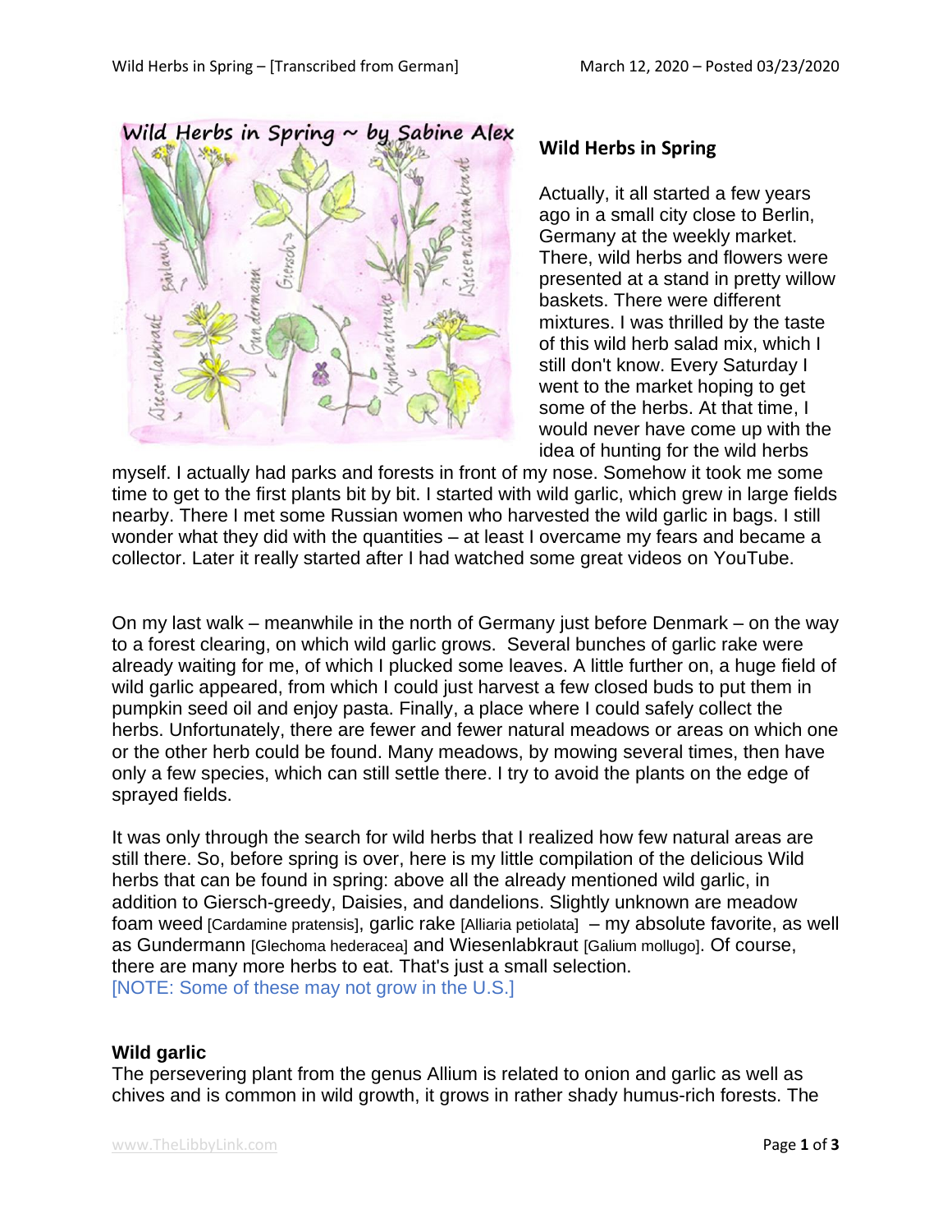## Wild Herbs in Spring

Actually, it all started a few years ago in a small city close to Berlin, Germany at the weekly market. There, wild herbs and flowers were presented at a stand in pretty willow baskets. There were different mixtures. I was thrilled by the taste of this wild herb salad mix, which I still don't know. Every Saturday I went to the market hoping to get some of the herbs. At that time, I would never have come up with the idea of hunting for the wild herbs myself. I actually had parks and forests in front of my nose. Somehow it took me some time to get to the first plants bit by bit. I started with wild garlic, which grew in large fields nearby. There I met some Russian women who harvested the wild garlic in bags. I still wonder what they did with the quantities – at least I overcame my fears and became a collector. Later it really started after I had watched some great videos on YouTube.

On my last walk – meanwhile in the north of Germany just before Denmark – on the way to a forest clearing, on which wild garlic grows. Several bunches of garlic rake were already waiting for me, of which I plucked some leaves. A little further on, a huge field of wild garlic appeared, from which I could just harvest a few closed buds to put them in pumpkin seed oil and enjoy pasta. Finally, a place where I could safely collect the herbs. Unfortunately, there are fewer and fewer natural meadows or areas on which one or the other herb could be found. Many meadows, by mowing several times, then have only a few species, which can still settle there. I try to avoid the plants on the edge of sprayed fields.

It was only through the search for wild herbs that I realized how few natural areas are still there. So, before spring is over, here is my little compilation of the delicious Wild herbs that can be found in spring: above all the already mentioned wild garlic, in addition to Giersch-greedy, Daisies, and dandelions. Slightly unknown are meadow foam weed [Cardamine pratensis], garlic rake [Alliaria petiolata] – my absolute favorite, as well as Gundermann [Glechoma hederacea] and Wiesenlabkraut [Galium mollugo]. Of course, there are many more herbs to eat. That's just a small selection.
[NOTE: Some of these may not grow in the U.S.]

### Wild garlic

The persevering plant from the genus Allium is related to onion and garlic as well as chives and is common in wild growth, it grows in rather shady humus-rich forests. The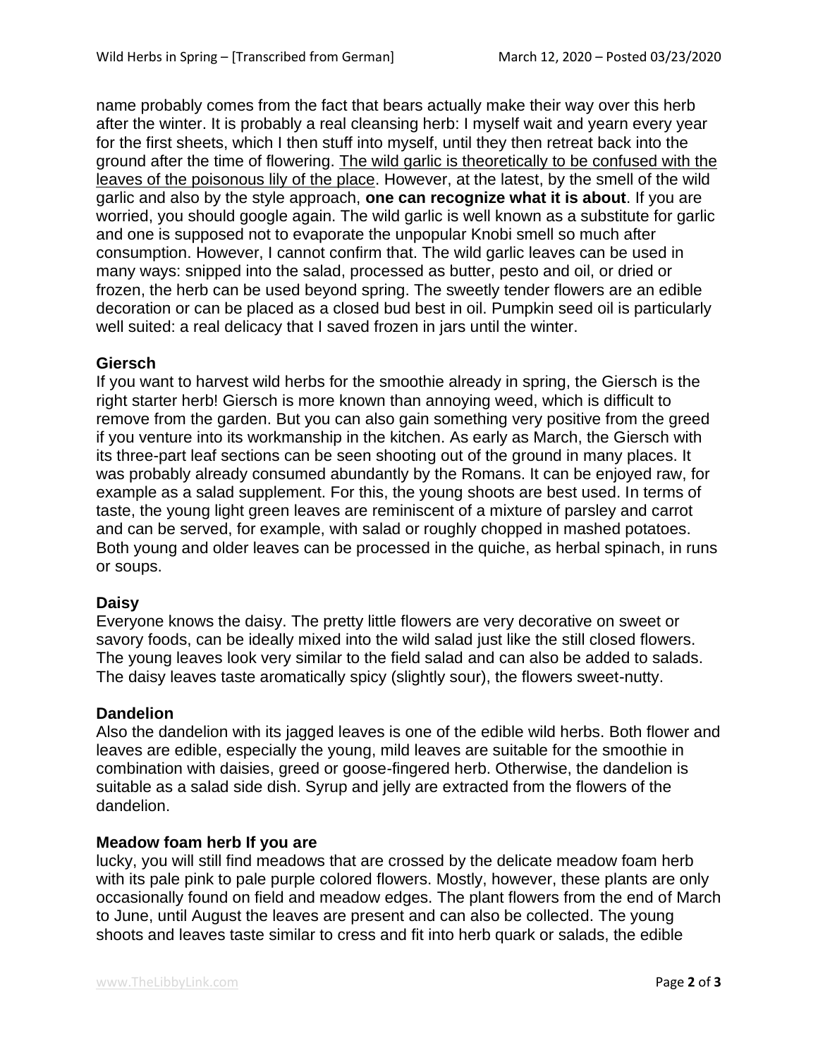name probably comes from the fact that bears actually make their way over this herb after the winter. It is probably a real cleansing herb: I myself wait and yearn every year for the first sheets, which I then stuff into myself, until they then retreat back into the ground after the time of flowering. <u>The wild garlic is theoretically to be confused with the leaves of the poisonous lily of the place</u>. However, at the latest, by the smell of the wild garlic and also by the style approach, **one can recognize what it is about**. If you are worried, you should google again. The wild garlic is well known as a substitute for garlic and one is supposed not to evaporate the unpopular Knobi smell so much after consumption. However, I cannot confirm that. The wild garlic leaves can be used in many ways: snipped into the salad, processed as butter, pesto and oil, or dried or frozen, the herb can be used beyond spring. The sweetly tender flowers are an edible decoration or can be placed as a closed bud best in oil. Pumpkin seed oil is particularly well suited: a real delicacy that I saved frozen in jars until the winter.

### Giersch

If you want to harvest wild herbs for the smoothie already in spring, the Giersch is the right starter herb! Giersch is more known than annoying weed, which is difficult to remove from the garden. But you can also gain something very positive from the greed if you venture into its workmanship in the kitchen. As early as March, the Giersch with its three-part leaf sections can be seen shooting out of the ground in many places. It was probably already consumed abundantly by the Romans. It can be enjoyed raw, for example as a salad supplement. For this, the young shoots are best used. In terms of taste, the young light green leaves are reminiscent of a mixture of parsley and carrot and can be served, for example, with salad or roughly chopped in mashed potatoes. Both young and older leaves can be processed in the quiche, as herbal spinach, in runs or soups.

### Daisy

Everyone knows the daisy. The pretty little flowers are very decorative on sweet or savory foods, can be ideally mixed into the wild salad just like the still closed flowers. The young leaves look very similar to the field salad and can also be added to salads. The daisy leaves taste aromatically spicy (slightly sour), the flowers sweet-nutty.

### Dandelion

Also the dandelion with its jagged leaves is one of the edible wild herbs. Both flower and leaves are edible, especially the young, mild leaves are suitable for the smoothie in combination with daisies, greed or goose-fingered herb. Otherwise, the dandelion is suitable as a salad side dish. Syrup and jelly are extracted from the flowers of the dandelion.

### Meadow foam herb If you are

lucky, you will still find meadows that are crossed by the delicate meadow foam herb with its pale pink to pale purple colored flowers. Mostly, however, these plants are only occasionally found on field and meadow edges. The plant flowers from the end of March to June, until August the leaves are present and can also be collected. The young shoots and leaves taste similar to cress and fit into herb quark or salads, the edible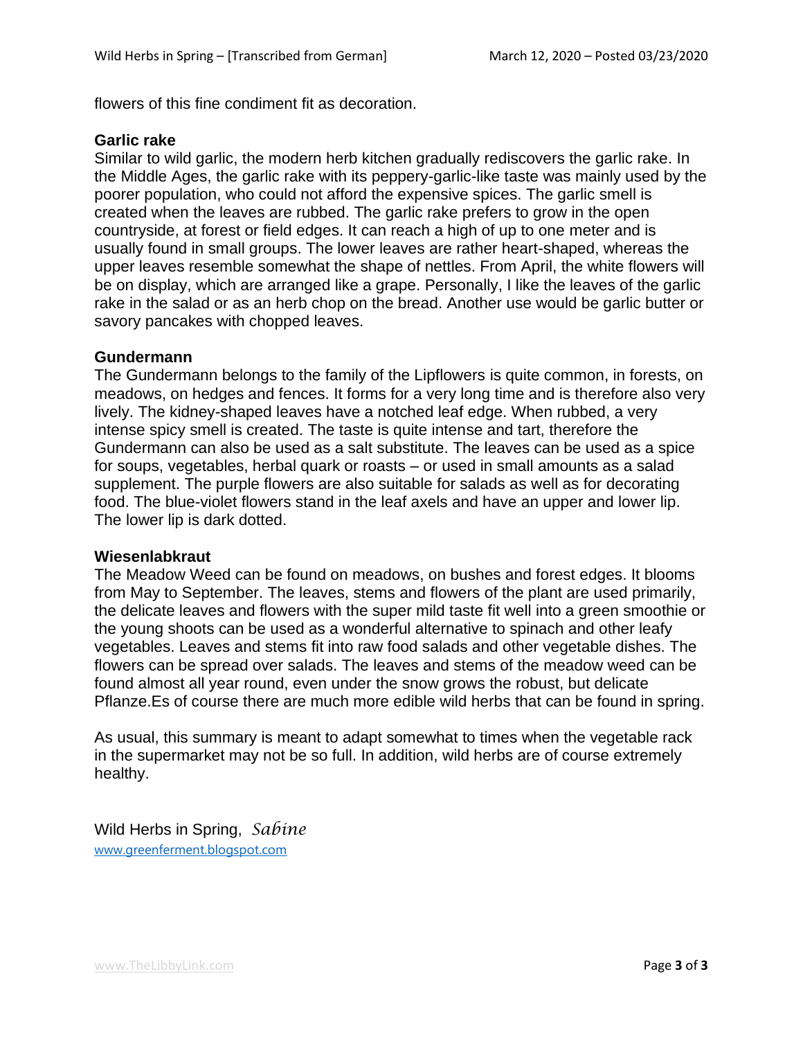flowers of this fine condiment fit as decoration.

**Garlic rake**

Similar to wild garlic, the modern herb kitchen gradually rediscovers the garlic rake. In the Middle Ages, the garlic rake with its peppery-garlic-like taste was mainly used by the poorer population, who could not afford the expensive spices. The garlic smell is created when the leaves are rubbed. The garlic rake prefers to grow in the open countryside, at forest or field edges. It can reach a high of up to one meter and is usually found in small groups. The lower leaves are rather heart-shaped, whereas the upper leaves resemble somewhat the shape of nettles. From April, the white flowers will be on display, which are arranged like a grape. Personally, I like the leaves of the garlic rake in the salad or as an herb chop on the bread. Another use would be garlic butter or savory pancakes with chopped leaves.

**Gundermann**

The Gundermann belongs to the family of the Lipflowers is quite common, in forests, on meadows, on hedges and fences. It forms for a very long time and is therefore also very lively. The kidney-shaped leaves have a notched leaf edge. When rubbed, a very intense spicy smell is created. The taste is quite intense and tart, therefore the Gundermann can also be used as a salt substitute. The leaves can be used as a spice for soups, vegetables, herbal quark or roasts – or used in small amounts as a salad supplement. The purple flowers are also suitable for salads as well as for decorating food. The blue-violet flowers stand in the leaf axels and have an upper and lower lip. The lower lip is dark dotted.

**Wiesenlabkraut**

The Meadow Weed can be found on meadows, on bushes and forest edges. It blooms from May to September. The leaves, stems and flowers of the plant are used primarily, the delicate leaves and flowers with the super mild taste fit well into a green smoothie or the young shoots can be used as a wonderful alternative to spinach and other leafy vegetables. Leaves and stems fit into raw food salads and other vegetable dishes. The flowers can be spread over salads. The leaves and stems of the meadow weed can be found almost all year round, even under the snow grows the robust, but delicate Pflanze.Es of course there are much more edible wild herbs that can be found in spring.

As usual, this summary is meant to adapt somewhat to times when the vegetable rack in the supermarket may not be so full. In addition, wild herbs are of course extremely healthy.

Wild Herbs in Spring, *Sabine*
www.greenferment.blogspot.com